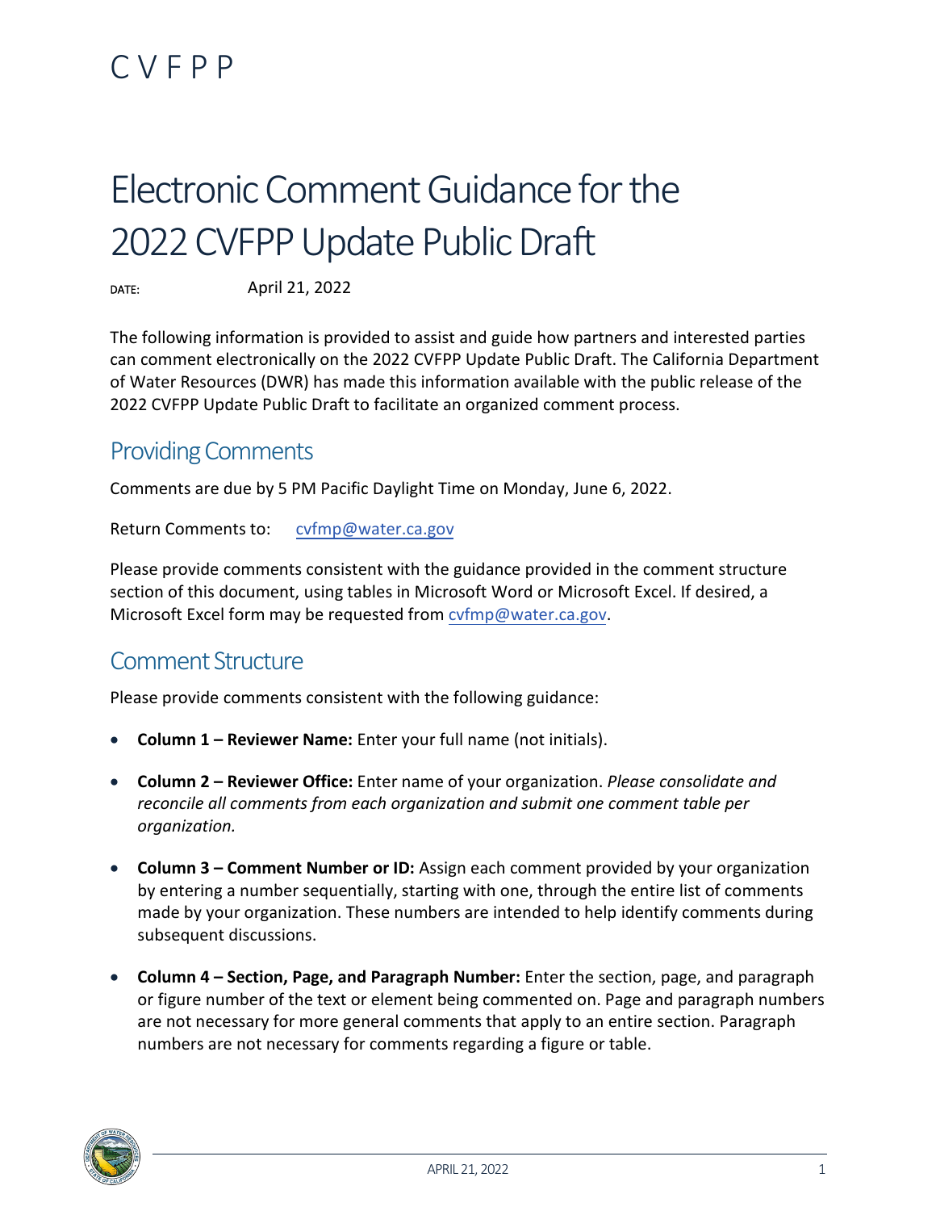C V F P P

# Electronic Comment Guidance for the 2022 CVFPP Update Public Draft

DATE: April 21, 2022

The following information is provided to assist and guide how partners and interested parties can comment electronically on the 2022 CVFPP Update Public Draft. The California Department of Water Resources (DWR) has made this information available with the public release of the 2022 CVFPP Update Public Draft to facilitate an organized comment process.

## Providing Comments

Comments are due by 5 PM Pacific Daylight Time on Monday, June 6, 2022.

Return Comments to: cvfmp@water.ca.gov

Please provide comments consistent with the guidance provided in the comment structure section of this document, using tables in Microsoft Word or Microsoft Excel. If desired, a Microsoft Excel form may be requested from cvfmp@water.ca.gov.

## Comment Structure

Please provide comments consistent with the following guidance:

- **Column 1 – Reviewer Name:** Enter your full name (not initials).
- **Column 2 – Reviewer Office:** Enter name of your organization. *Please consolidate and reconcile all comments from each organization and submit one comment table per organization.*
- **Column 3 – Comment Number or ID:** Assign each comment provided by your organization by entering a number sequentially, starting with one, through the entire list of comments made by your organization. These numbers are intended to help identify comments during subsequent discussions.
- **Column 4 – Section, Page, and Paragraph Number:** Enter the section, page, and paragraph or figure number of the text or element being commented on. Page and paragraph numbers are not necessary for more general comments that apply to an entire section. Paragraph numbers are not necessary for comments regarding a figure or table.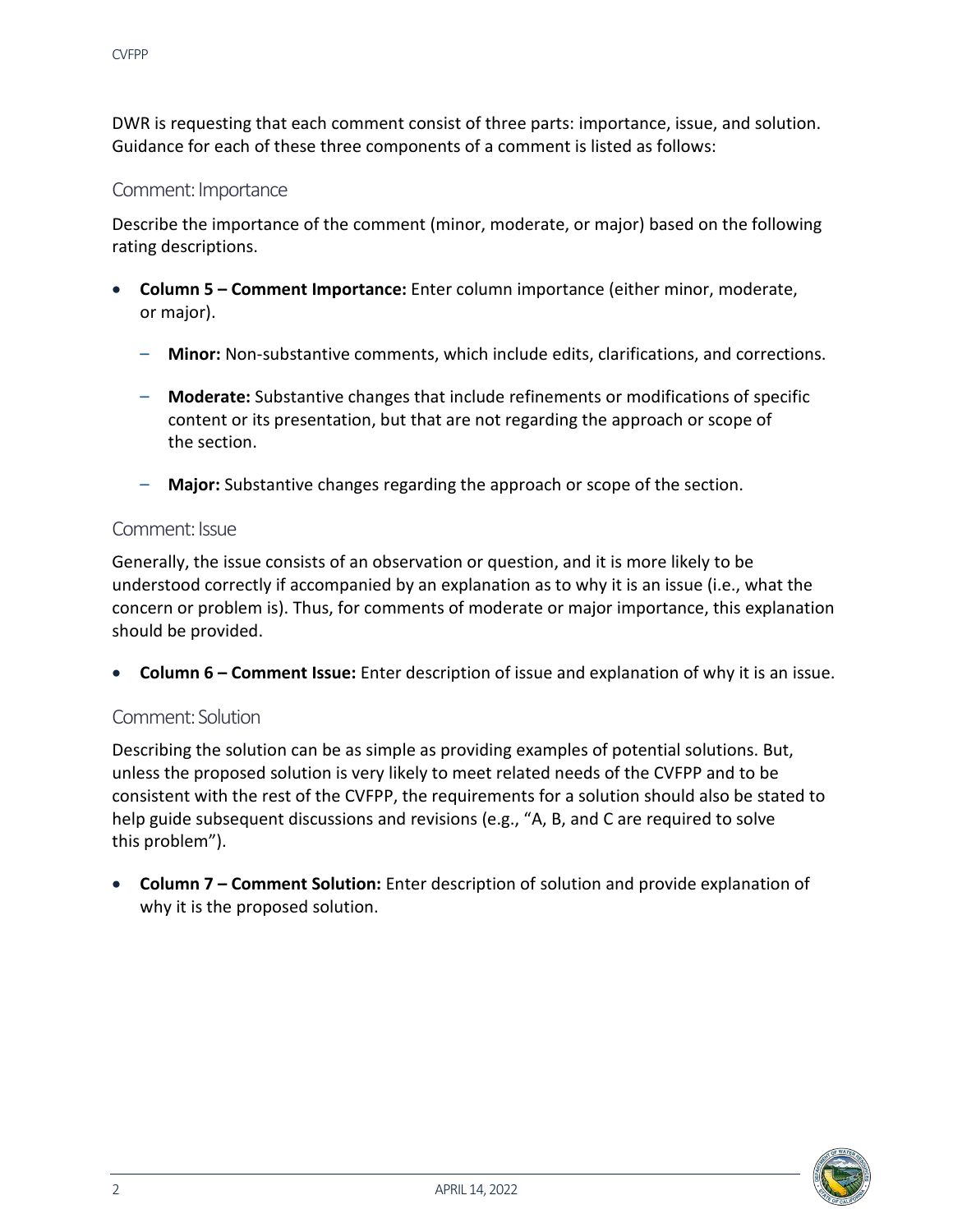DWR is requesting that each comment consist of three parts: importance, issue, and solution. Guidance for each of these three components of a comment is listed as follows:

## Comment: Importance

Describe the importance of the comment (minor, moderate, or major) based on the following rating descriptions.

- **Column 5 – Comment Importance:** Enter column importance (either minor, moderate, or major).
  - **Minor:** Non-substantive comments, which include edits, clarifications, and corrections.
  - **Moderate:** Substantive changes that include refinements or modifications of specific content or its presentation, but that are not regarding the approach or scope of the section.
  - **Major:** Substantive changes regarding the approach or scope of the section.

## Comment: Issue

Generally, the issue consists of an observation or question, and it is more likely to be understood correctly if accompanied by an explanation as to why it is an issue (i.e., what the concern or problem is). Thus, for comments of moderate or major importance, this explanation should be provided.

- **Column 6 – Comment Issue:** Enter description of issue and explanation of why it is an issue.

## Comment: Solution

Describing the solution can be as simple as providing examples of potential solutions. But, unless the proposed solution is very likely to meet related needs of the CVFPP and to be consistent with the rest of the CVFPP, the requirements for a solution should also be stated to help guide subsequent discussions and revisions (e.g., "A, B, and C are required to solve this problem").

- **Column 7 – Comment Solution:** Enter description of solution and provide explanation of why it is the proposed solution.